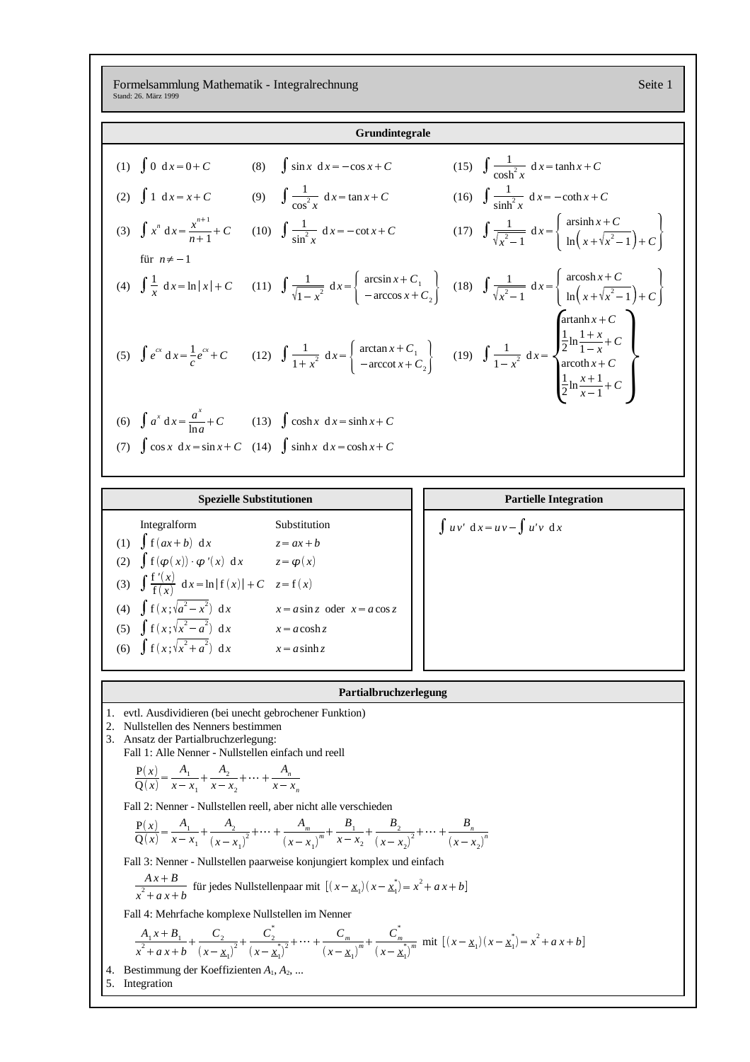# Formelsammlung Mathematik - Integralrechnung

Stand: 26. März 1999

## Grundintegrale

(1) $\int 0 \ \mathrm{d}x = 0 + C$

(2) $\int 1 \ \mathrm{d}x = x + C$

(3) $\int x^n \ \mathrm{d}x = \frac{x^{n+1}}{n+1} + C$ für $n \neq -1$

(4) $\int \frac{1}{x} \ \mathrm{d}x = \ln|x| + C$

(5) $\int e^{cx} \ \mathrm{d}x = \frac{1}{c} e^{cx} + C$

(6) $\int a^x \ \mathrm{d}x = \frac{a^x}{\ln a} + C$

(7) $\int \cos x \ \mathrm{d}x = \sin x + C$

(8) $\int \sin x \ \mathrm{d}x = -\cos x + C$

(9) $\int \frac{1}{\cos^2 x} \ \mathrm{d}x = \tan x + C$

(10) $\int \frac{1}{\sin^2 x} \ \mathrm{d}x = -\cot x + C$

(11) $\int \frac{1}{\sqrt{1-x^2}} \ \mathrm{d}x = \left\{ \begin{array}{c} \arcsin x + C_1 \\ -\arccos x + C_2 \end{array} \right\}$

(12) $\int \frac{1}{1+x^2} \ \mathrm{d}x = \left\{ \begin{array}{c} \arctan x + C_1 \\ -\operatorname{arccot} x + C_2 \end{array} \right\}$

(13) $\int \cosh x \ \mathrm{d}x = \sinh x + C$

(14) $\int \sinh x \ \mathrm{d}x = \cosh x + C$

(15) $\int \frac{1}{\cosh^2 x} \ \mathrm{d}x = \tanh x + C$

(16) $\int \frac{1}{\sinh^2 x} \ \mathrm{d}x = -\coth x + C$

(17) $\int \frac{1}{\sqrt{x^2-1}} \ \mathrm{d}x = \left\{ \begin{array}{c} \operatorname{arsinh} x + C \\ \ln\left(x + \sqrt{x^2-1}\right) + C \end{array} \right\}$

(18) $\int \frac{1}{\sqrt{x^2-1}} \ \mathrm{d}x = \left\{ \begin{array}{c} \operatorname{arcosh} x + C \\ \ln\left(x + \sqrt{x^2-1}\right) + C \end{array} \right\}$

(19) $\int \frac{1}{1-x^2} \ \mathrm{d}x = \left\{ \begin{array}{l} \operatorname{artanh} x + C \\ \frac{1}{2} \ln \frac{1+x}{1-x} + C \\ \operatorname{arcoth} x + C \\ \frac{1}{2} \ln \frac{x+1}{x-1} + C \end{array} \right\}$

## Spezielle Substitutionen

| | Integralform | Substitution |
|---|---|---|
| (1) | $\int \mathrm{f}(ax+b) \ \mathrm{d}x$ | $z = ax + b$ |
| (2) | $\int \mathrm{f}(\varphi(x)) \cdot \varphi'(x) \ \mathrm{d}x$ | $z = \varphi(x)$ |
| (3) | $\int \frac{\mathrm{f}'(x)}{\mathrm{f}(x)} \ \mathrm{d}x = \ln\lvert\mathrm{f}(x)\rvert + C$ | $z = \mathrm{f}(x)$ |
| (4) | $\int \mathrm{f}(x; \sqrt{a^2 - x^2}) \ \mathrm{d}x$ | $x = a \sin z$ oder $x = a \cos z$ |
| (5) | $\int \mathrm{f}(x; \sqrt{x^2 - a^2}) \ \mathrm{d}x$ | $x = a \cosh z$ |
| (6) | $\int \mathrm{f}(x; \sqrt{x^2 + a^2}) \ \mathrm{d}x$ | $x = a \sinh z$ |

## Partielle Integration

$$\int u v' \ \mathrm{d}x = u v - \int u' v \ \mathrm{d}x$$

## Partialbruchzerlegung

1. evtl. Ausdividieren (bei unecht gebrochener Funktion)
2. Nullstellen des Nenners bestimmen
3. Ansatz der Partialbruchzerlegung:

   Fall 1: Alle Nenner - Nullstellen einfach und reell

   $$\frac{\mathrm{P}(x)}{\mathrm{Q}(x)} = \frac{A_1}{x - x_1} + \frac{A_2}{x - x_2} + \cdots + \frac{A_n}{x - x_n}$$

   Fall 2: Nenner - Nullstellen reell, aber nicht alle verschieden

   $$\frac{\mathrm{P}(x)}{\mathrm{Q}(x)} = \frac{A_1}{x - x_1} + \frac{A_2}{(x - x_1)^2} + \cdots + \frac{A_m}{(x - x_1)^m} + \frac{B_1}{x - x_2} + \frac{B_2}{(x - x_2)^2} + \cdots + \frac{B_n}{(x - x_2)^n}$$

   Fall 3: Nenner - Nullstellen paarweise konjugiert komplex und einfach

   $$\frac{Ax + B}{x^2 + ax + b} \text{ für jedes Nullstellenpaar mit } \left[(x - \underline{x}_1)(x - \underline{x}_1^*) = x^2 + ax + b\right]$$

   Fall 4: Mehrfache komplexe Nullstellen im Nenner

   $$\frac{A_1 x + B_1}{x^2 + ax + b} + \frac{C_2}{(x - \underline{x}_1)^2} + \frac{C_2^*}{(x - \underline{x}_1^*)^2} + \cdots + \frac{C_m}{(x - \underline{x}_1)^m} + \frac{C_m^*}{(x - \underline{x}_1^*)^m} \text{ mit } \left[(x - \underline{x}_1)(x - \underline{x}_1^*) = x^2 + ax + b\right]$$

4. Bestimmung der Koeffizienten $A_1$, $A_2$, ...
5. Integration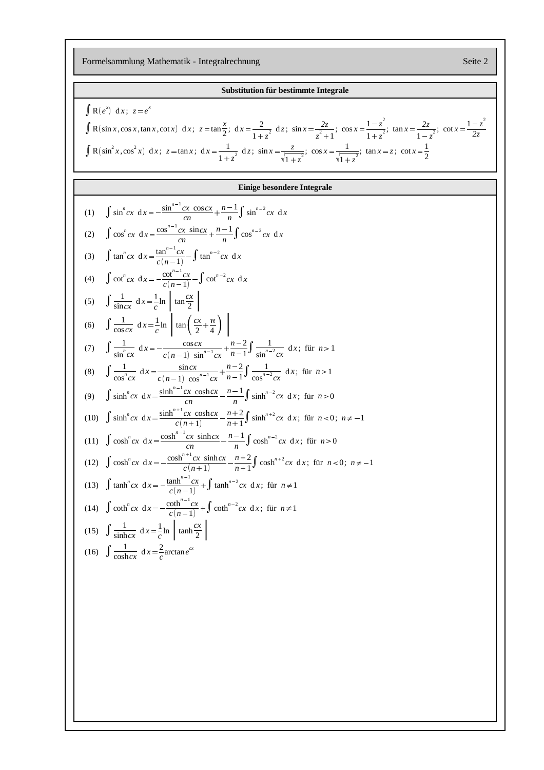## Substitution für bestimmte Integrale

$\int \mathrm{R}(e^x)\ \mathrm{d}x;\ z = e^x$

$\int \mathrm{R}(\sin x, \cos x, \tan x, \cot x)\ \mathrm{d}x;\ z = \tan\frac{x}{2};\ \mathrm{d}x = \frac{2}{1+z^2}\ \mathrm{d}z;\ \sin x = \frac{2z}{z^2+1};\ \cos x = \frac{1-z^2}{1+z^2};\ \tan x = \frac{2z}{1-z^2};\ \cot x = \frac{1-z^2}{2z}$

$\int \mathrm{R}(\sin^2 x, \cos^2 x)\ \mathrm{d}x;\ z = \tan x;\ \mathrm{d}x = \frac{1}{1+z^2}\ \mathrm{d}z;\ \sin x = \frac{z}{\sqrt{1+z^2}};\ \cos x = \frac{1}{\sqrt{1+z^2}};\ \tan x = z;\ \cot x = \frac{1}{2}$

## Einige besondere Integrale

(1) $\int \sin^n cx\ \mathrm{d}x = -\frac{\sin^{n-1} cx\ \cos cx}{cn} + \frac{n-1}{n}\int \sin^{n-2} cx\ \mathrm{d}x$

(2) $\int \cos^n cx\ \mathrm{d}x = \frac{\cos^{n-1} cx\ \sin cx}{cn} + \frac{n-1}{n}\int \cos^{n-2} cx\ \mathrm{d}x$

(3) $\int \tan^n cx\ \mathrm{d}x = \frac{\tan^{n-1} cx}{c(n-1)} - \int \tan^{n-2} cx\ \mathrm{d}x$

(4) $\int \cot^n cx\ \mathrm{d}x = -\frac{\cot^{n-1} cx}{c(n-1)} - \int \cot^{n-2} cx\ \mathrm{d}x$

(5) $\int \frac{1}{\sin cx}\ \mathrm{d}x = \frac{1}{c}\ln\left|\tan\frac{cx}{2}\right|$

(6) $\int \frac{1}{\cos cx}\ \mathrm{d}x = \frac{1}{c}\ln\left|\tan\left(\frac{cx}{2}+\frac{\pi}{4}\right)\right|$

(7) $\int \frac{1}{\sin^n cx}\ \mathrm{d}x = -\frac{\cos cx}{c(n-1)\ \sin^{n-1} cx} + \frac{n-2}{n-1}\int \frac{1}{\sin^{n-2} cx}\ \mathrm{d}x;$ für $n > 1$

(8) $\int \frac{1}{\cos^n cx}\ \mathrm{d}x = \frac{\sin cx}{c(n-1)\ \cos^{n-1} cx} + \frac{n-2}{n-1}\int \frac{1}{\cos^{n-2} cx}\ \mathrm{d}x;$ für $n > 1$

(9) $\int \sinh^n cx\ \mathrm{d}x = \frac{\sinh^{n-1} cx\ \cosh cx}{cn} - \frac{n-1}{n}\int \sinh^{n-2} cx\ \mathrm{d}x;$ für $n > 0$

(10) $\int \sinh^n cx\ \mathrm{d}x = \frac{\sinh^{n+1} cx\ \cosh cx}{c(n+1)} - \frac{n+2}{n+1}\int \sinh^{n+2} cx\ \mathrm{d}x;$ für $n < 0;\ n \neq -1$

(11) $\int \cosh^n cx\ \mathrm{d}x = \frac{\cosh^{n-1} cx\ \sinh cx}{cn} - \frac{n-1}{n}\int \cosh^{n-2} cx\ \mathrm{d}x;$ für $n > 0$

(12) $\int \cosh^n cx\ \mathrm{d}x = -\frac{\cosh^{n+1} cx\ \sinh cx}{c(n+1)} - \frac{n+2}{n+1}\int \cosh^{n+2} cx\ \mathrm{d}x;$ für $n < 0;\ n \neq -1$

(13) $\int \tanh^n cx\ \mathrm{d}x = -\frac{\tanh^{n-1} cx}{c(n-1)} + \int \tanh^{n-2} cx\ \mathrm{d}x;$ für $n \neq 1$

(14) $\int \coth^n cx\ \mathrm{d}x = -\frac{\coth^{n-1} cx}{c(n-1)} + \int \coth^{n-2} cx\ \mathrm{d}x;$ für $n \neq 1$

(15) $\int \frac{1}{\sinh cx}\ \mathrm{d}x = \frac{1}{c}\ln\left|\tanh\frac{cx}{2}\right|$

(16) $\int \frac{1}{\cosh cx}\ \mathrm{d}x = \frac{2}{c}\arctan e^{cx}$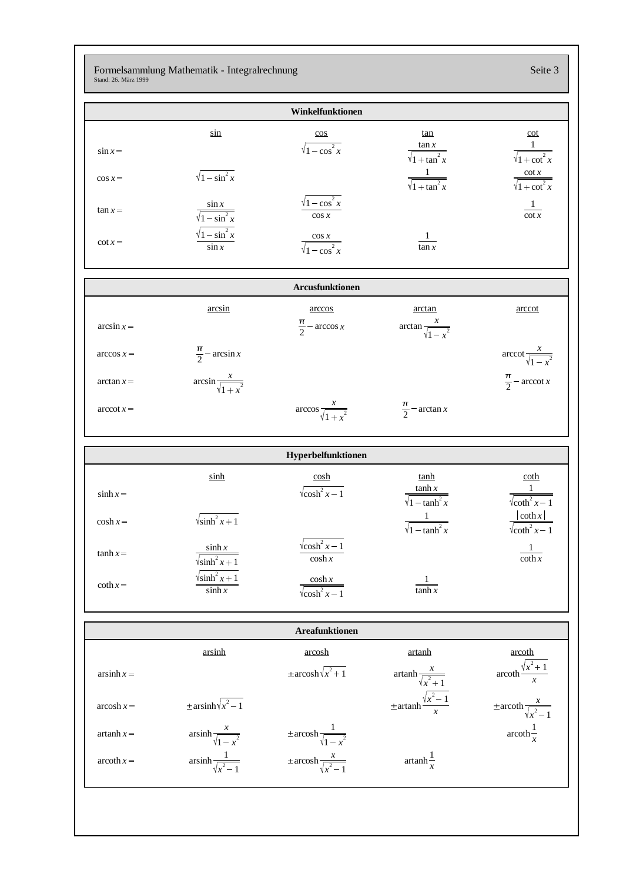## Winkelfunktionen

| | sin | cos | tan | cot |
|---|---|---|---|---|
| $\sin x =$ | | $\sqrt{1-\cos^2 x}$ | $\frac{\tan x}{\sqrt{1+\tan^2 x}}$ | $\frac{1}{\sqrt{1+\cot^2 x}}$ |
| $\cos x =$ | $\sqrt{1-\sin^2 x}$ | | $\frac{1}{\sqrt{1+\tan^2 x}}$ | $\frac{\cot x}{\sqrt{1+\cot^2 x}}$ |
| $\tan x =$ | $\frac{\sin x}{\sqrt{1-\sin^2 x}}$ | $\frac{\sqrt{1-\cos^2 x}}{\cos x}$ | | $\frac{1}{\cot x}$ |
| $\cot x =$ | $\frac{\sqrt{1-\sin^2 x}}{\sin x}$ | $\frac{\cos x}{\sqrt{1-\cos^2 x}}$ | $\frac{1}{\tan x}$ | |

## Arcusfunktionen

| | arcsin | arccos | arctan | arccot |
|---|---|---|---|---|
| $\arcsin x =$ | | $\frac{\pi}{2} - \arccos x$ | $\arctan \frac{x}{\sqrt{1-x^2}}$ | |
| $\arccos x =$ | $\frac{\pi}{2} - \arcsin x$ | | | $\operatorname{arccot} \frac{x}{\sqrt{1-x^2}}$ |
| $\arctan x =$ | $\arcsin \frac{x}{\sqrt{1+x^2}}$ | | | $\frac{\pi}{2} - \operatorname{arccot} x$ |
| $\operatorname{arccot} x =$ | | $\arccos \frac{x}{\sqrt{1+x^2}}$ | $\frac{\pi}{2} - \arctan x$ | |

## Hyperbelfunktionen

| | sinh | cosh | tanh | coth |
|---|---|---|---|---|
| $\sinh x =$ | | $\sqrt{\cosh^2 x - 1}$ | $\frac{\tanh x}{\sqrt{1-\tanh^2 x}}$ | $\frac{1}{\sqrt{\coth^2 x - 1}}$ |
| $\cosh x =$ | $\sqrt{\sinh^2 x + 1}$ | | $\frac{1}{\sqrt{1-\tanh^2 x}}$ | $\frac{\lvert \coth x \rvert}{\sqrt{\coth^2 x - 1}}$ |
| $\tanh x =$ | $\frac{\sinh x}{\sqrt{\sinh^2 x + 1}}$ | $\frac{\sqrt{\cosh^2 x - 1}}{\cosh x}$ | | $\frac{1}{\coth x}$ |
| $\coth x =$ | $\frac{\sqrt{\sinh^2 x + 1}}{\sinh x}$ | $\frac{\cosh x}{\sqrt{\cosh^2 x - 1}}$ | $\frac{1}{\tanh x}$ | |

## Areafunktionen

| | arsinh | arcosh | artanh | arcoth |
|---|---|---|---|---|
| $\operatorname{arsinh} x =$ | | $\pm \operatorname{arcosh} \sqrt{x^2+1}$ | $\operatorname{artanh} \frac{x}{\sqrt{x^2+1}}$ | $\operatorname{arcoth} \frac{\sqrt{x^2+1}}{x}$ |
| $\operatorname{arcosh} x =$ | $\pm \operatorname{arsinh} \sqrt{x^2-1}$ | | $\pm \operatorname{artanh} \frac{\sqrt{x^2-1}}{x}$ | $\pm \operatorname{arcoth} \frac{x}{\sqrt{x^2-1}}$ |
| $\operatorname{artanh} x =$ | $\operatorname{arsinh} \frac{x}{\sqrt{1-x^2}}$ | $\pm \operatorname{arcosh} \frac{1}{\sqrt{1-x^2}}$ | | $\operatorname{arcoth} \frac{1}{x}$ |
| $\operatorname{arcoth} x =$ | $\operatorname{arsinh} \frac{1}{\sqrt{x^2-1}}$ | $\pm \operatorname{arcosh} \frac{x}{\sqrt{x^2-1}}$ | $\operatorname{artanh} \frac{1}{x}$ | |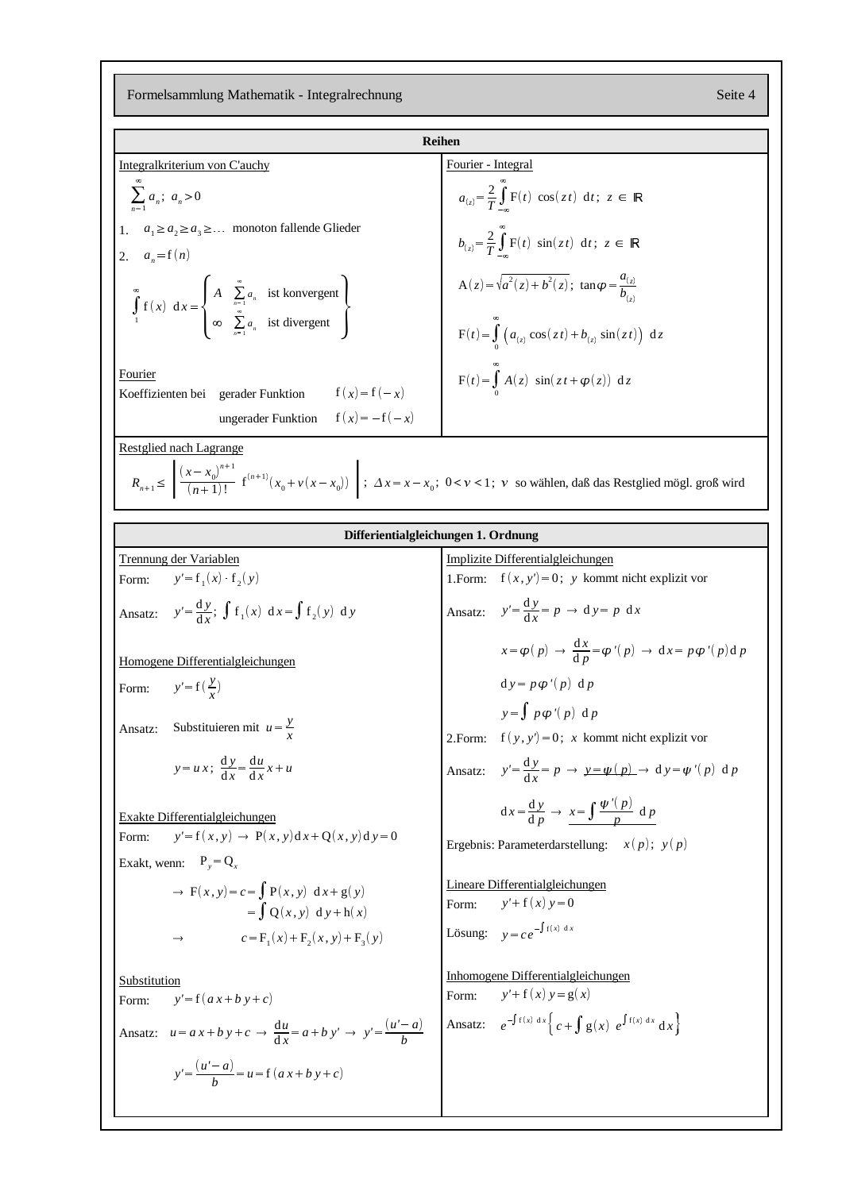## Reihen

### Integralkriterium von C'auchy

$$\sum_{n=1}^{\infty} a_n;\; a_n > 0$$

1. $a_1 \geq a_2 \geq a_3 \geq \ldots$ monoton fallende Glieder
2. $a_n = \mathrm{f}(n)$

$$\int_1^{\infty} \mathrm{f}(x)\;\mathrm{d}x = \begin{cases} A & \sum\limits_{n=1}^{\infty} a_n \text{ ist konvergent} \\ \infty & \sum\limits_{n=1}^{\infty} a_n \text{ ist divergent} \end{cases}$$

### Fourier

Koeffizienten bei gerader Funktion $\mathrm{f}(x) = \mathrm{f}(-x)$

ungerader Funktion $\mathrm{f}(x) = -\mathrm{f}(-x)$

### Fourier - Integral

$$a_{(z)} = \frac{2}{T}\int_{-\infty}^{\infty} \mathrm{F}(t)\;\cos(zt)\;\mathrm{d}t;\; z \in \mathbb{R}$$

$$b_{(z)} = \frac{2}{T}\int_{-\infty}^{\infty} \mathrm{F}(t)\;\sin(zt)\;\mathrm{d}t;\; z \in \mathbb{R}$$

$$\mathrm{A}(z) = \sqrt{a^2(z) + b^2(z)};\; \tan\varphi = \frac{a_{(z)}}{b_{(z)}}$$

$$\mathrm{F}(t) = \int_0^{\infty} \left(a_{(z)}\cos(zt) + b_{(z)}\sin(zt)\right)\;\mathrm{d}z$$

$$\mathrm{F}(t) = \int_0^{\infty} A(z)\;\sin(zt + \varphi(z))\;\mathrm{d}z$$

### Restglied nach Lagrange

$$R_{n+1} \leq \left| \frac{(x-x_0)^{n+1}}{(n+1)!}\;\mathrm{f}^{(n+1)}(x_0 + \nu(x-x_0)) \right|;\; \Delta x = x - x_0;\; 0 < \nu < 1;\; \nu \text{ so wählen, daß das Restglied mögl. groß wird}$$

## Differientialgleichungen 1. Ordnung

### Trennung der Variablen

Form: $y' = \mathrm{f}_1(x)\cdot\mathrm{f}_2(y)$

Ansatz: $y' = \frac{\mathrm{d}y}{\mathrm{d}x};\; \int \mathrm{f}_1(x)\;\mathrm{d}x = \int \mathrm{f}_2(y)\;\mathrm{d}y$

### Homogene Differentialgleichungen

Form: $y' = \mathrm{f}(\frac{y}{x})$

Ansatz: Substituieren mit $u = \frac{y}{x}$

$$y = ux;\; \frac{\mathrm{d}y}{\mathrm{d}x} = \frac{\mathrm{d}u}{\mathrm{d}x}x + u$$

### Exakte Differentialgleichungen

Form: $y' = \mathrm{f}(x,y) \rightarrow \mathrm{P}(x,y)\,\mathrm{d}x + \mathrm{Q}(x,y)\,\mathrm{d}y = 0$

Exakt, wenn: $\mathrm{P}_y = \mathrm{Q}_x$

$$\rightarrow \mathrm{F}(x,y) = c = \int \mathrm{P}(x,y)\;\mathrm{d}x + \mathrm{g}(y)$$
$$= \int \mathrm{Q}(x,y)\;\mathrm{d}y + \mathrm{h}(x)$$

$$\rightarrow \quad c = \mathrm{F}_1(x) + \mathrm{F}_2(x,y) + \mathrm{F}_3(y)$$

### Substitution

Form: $y' = \mathrm{f}(ax + by + c)$

Ansatz: $u = ax + by + c \rightarrow \frac{\mathrm{d}u}{\mathrm{d}x} = a + by' \rightarrow y' = \frac{(u' - a)}{b}$

$$y' = \frac{(u'-a)}{b} = u = \mathrm{f}(ax + by + c)$$

### Implizite Differentialgleichungen

1.Form: $\mathrm{f}(x, y') = 0;\; y$ kommt nicht explizit vor

Ansatz: $y' = \frac{\mathrm{d}y}{\mathrm{d}x} = p \rightarrow \mathrm{d}y = p\;\mathrm{d}x$

$$x = \varphi(p) \rightarrow \frac{\mathrm{d}x}{\mathrm{d}p} = \varphi'(p) \rightarrow \mathrm{d}x = p\varphi'(p)\mathrm{d}p$$

$$\mathrm{d}y = p\varphi'(p)\;\mathrm{d}p$$

$$y = \int p\varphi'(p)\;\mathrm{d}p$$

2.Form: $\mathrm{f}(y, y') = 0;\; x$ kommt nicht explizit vor

Ansatz: $y' = \frac{\mathrm{d}y}{\mathrm{d}x} = p \rightarrow \underline{y = \psi(p)} \rightarrow \mathrm{d}y = \psi'(p)\;\mathrm{d}p$

$$\mathrm{d}x = \frac{\mathrm{d}y}{p} \rightarrow \underline{x = \int \frac{\psi'(p)}{p}\;\mathrm{d}p}$$

Ergebnis: Parameterdarstellung: $x(p);\; y(p)$

### Lineare Differentialgleichungen

Form: $y' + \mathrm{f}(x)\,y = 0$

Lösung: $y = c e^{-\int \mathrm{f}(x)\;\mathrm{d}x}$

### Inhomogene Differentialgleichungen

Form: $y' + \mathrm{f}(x)\,y = \mathrm{g}(x)$

Ansatz: $e^{-\int \mathrm{f}(x)\;\mathrm{d}x}\left\{c + \int \mathrm{g}(x)\;e^{\int \mathrm{f}(x)\;\mathrm{d}x}\;\mathrm{d}x\right\}$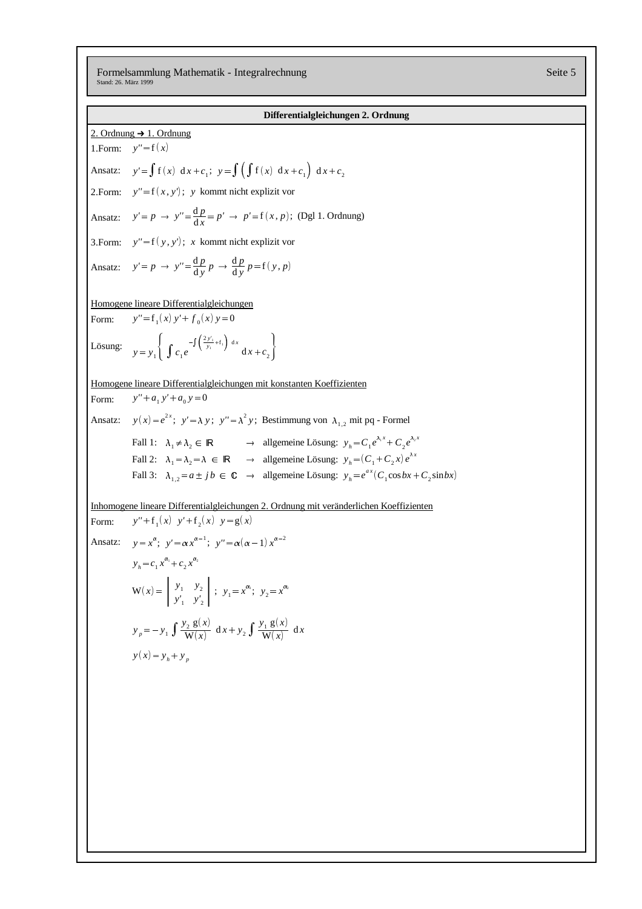## Differentialgleichungen 2. Ordnung

2. Ordnung → 1. Ordnung

1.Form: $y'' = \mathrm{f}(x)$

Ansatz: $y' = \int \mathrm{f}(x)\ \mathrm{d}x + c_1;\ y = \int \left( \int \mathrm{f}(x)\ \mathrm{d}x + c_1 \right)\ \mathrm{d}x + c_2$

2.Form: $y'' = \mathrm{f}(x, y');\ y$ kommt nicht explizit vor

Ansatz: $y' = p\ \rightarrow\ y'' = \frac{\mathrm{d}p}{\mathrm{d}x} = p'\ \rightarrow\ p' = \mathrm{f}(x, p);$ (Dgl 1. Ordnung)

3.Form: $y'' = \mathrm{f}(y, y');\ x$ kommt nicht explizit vor

Ansatz: $y' = p\ \rightarrow\ y'' = \frac{\mathrm{d}p}{\mathrm{d}y}\, p\ \rightarrow\ \frac{\mathrm{d}p}{\mathrm{d}y}\, p = \mathrm{f}(y, p)$

Homogene lineare Differentialgleichungen

Form: $y'' = \mathrm{f}_1(x)\, y' + f_0(x)\, y = 0$

Lösung: $y = y_1 \left\{ \int c_1 e^{-\int \left( \frac{2 y_1'}{y_1} + \mathrm{f}_1 \right)\ \mathrm{d}x}\ \mathrm{d}x + c_2 \right\}$

Homogene lineare Differentialgleichungen mit konstanten Koeffizienten

Form: $y'' + a_1 y' + a_0 y = 0$

Ansatz: $y(x) = e^{\lambda x};\ y' = \lambda\, y;\ y'' = \lambda^2 y;$ Bestimmung von $\lambda_{1,2}$ mit pq - Formel

Fall 1: $\lambda_1 \neq \lambda_2 \in \mathbb{R}$ → allgemeine Lösung: $y_h = C_1 e^{\lambda_1 x} + C_2 e^{\lambda_2 x}$

Fall 2: $\lambda_1 = \lambda_2 = \lambda \in \mathbb{R}$ → allgemeine Lösung: $y_h = (C_1 + C_2 x)\, e^{\lambda x}$

Fall 3: $\lambda_{1,2} = a \pm j b \in \mathbb{C}$ → allgemeine Lösung: $y_h = e^{a x}(C_1 \cos bx + C_2 \sin bx)$

Inhomogene lineare Differentialgleichungen 2. Ordnung mit veränderlichen Koeffizienten

Form: $y'' + \mathrm{f}_1(x)\ y' + \mathrm{f}_2(x)\ y = \mathrm{g}(x)$

Ansatz: $y = x^{\alpha};\ y' = \alpha x^{\alpha - 1};\ y'' = \alpha(\alpha - 1)\, x^{\alpha - 2}$

$y_h = c_1 x^{\alpha_1} + c_2 x^{\alpha_2}$

$\mathrm{W}(x) = \begin{vmatrix} y_1 & y_2 \\ y_1' & y_2' \end{vmatrix};\ y_1 = x^{\alpha_1};\ y_2 = x^{\alpha_2}$

$y_p = -y_1 \int \frac{y_2\ \mathrm{g}(x)}{\mathrm{W}(x)}\ \mathrm{d}x + y_2 \int \frac{y_1\ \mathrm{g}(x)}{\mathrm{W}(x)}\ \mathrm{d}x$

$y(x) = y_h + y_p$